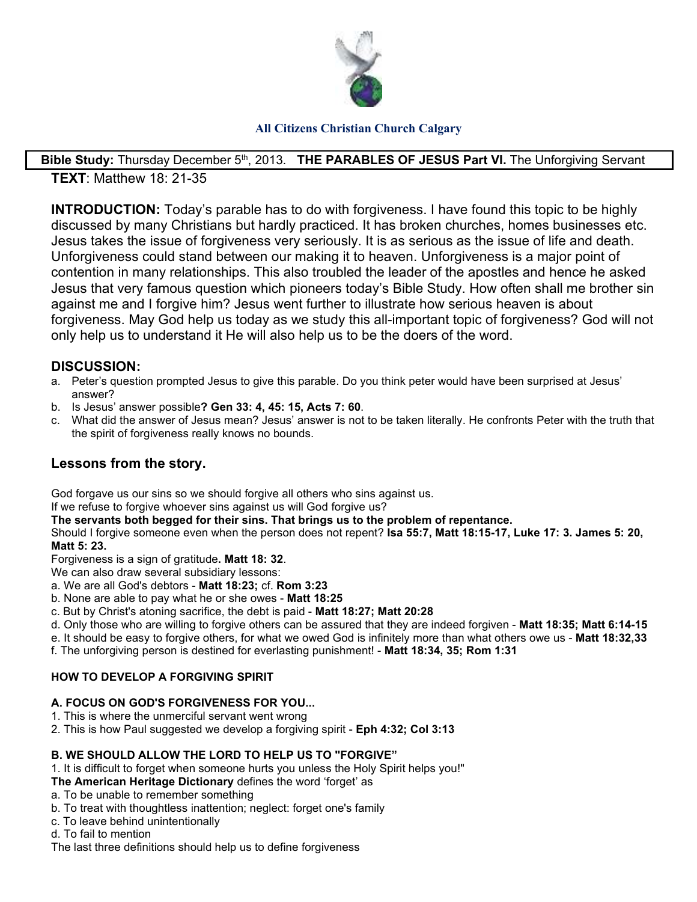**All Citizens Christian Church Calgary**

**Bible Study:** Thursday December 5th, 2013. **THE PARABLES OF JESUS Part VI.** The Unforgiving Servant

**TEXT**: Matthew 18: 21-35

**INTRODUCTION:** Today's parable has to do with forgiveness. I have found this topic to be highly discussed by many Christians but hardly practiced. It has broken churches, homes businesses etc. Jesus takes the issue of forgiveness very seriously. It is as serious as the issue of life and death. Unforgiveness could stand between our making it to heaven. Unforgiveness is a major point of contention in many relationships. This also troubled the leader of the apostles and hence he asked Jesus that very famous question which pioneers today's Bible Study. How often shall me brother sin against me and I forgive him? Jesus went further to illustrate how serious heaven is about forgiveness. May God help us today as we study this all-important topic of forgiveness? God will not only help us to understand it He will also help us to be the doers of the word.

## DISCUSSION:

a. Peter's question prompted Jesus to give this parable. Do you think peter would have been surprised at Jesus' answer?
b. Is Jesus' answer possible**? Gen 33: 4, 45: 15, Acts 7: 60**.
c. What did the answer of Jesus mean? Jesus' answer is not to be taken literally. He confronts Peter with the truth that the spirit of forgiveness really knows no bounds.

## Lessons from the story.

God forgave us our sins so we should forgive all others who sins against us.
If we refuse to forgive whoever sins against us will God forgive us?
**The servants both begged for their sins. That brings us to the problem of repentance.**
Should I forgive someone even when the person does not repent? **Isa 55:7, Matt 18:15-17, Luke 17: 3. James 5: 20, Matt 5: 23.**
Forgiveness is a sign of gratitude**. Matt 18: 32**.
We can also draw several subsidiary lessons:
a. We are all God's debtors - **Matt 18:23;** cf. **Rom 3:23**
b. None are able to pay what he or she owes - **Matt 18:25**
c. But by Christ's atoning sacrifice, the debt is paid - **Matt 18:27; Matt 20:28**
d. Only those who are willing to forgive others can be assured that they are indeed forgiven - **Matt 18:35; Matt 6:14-15**
e. It should be easy to forgive others, for what we owed God is infinitely more than what others owe us - **Matt 18:32,33**
f. The unforgiving person is destined for everlasting punishment! - **Matt 18:34, 35; Rom 1:31**

### HOW TO DEVELOP A FORGIVING SPIRIT

**A. FOCUS ON GOD'S FORGIVENESS FOR YOU...**
1. This is where the unmerciful servant went wrong
2. This is how Paul suggested we develop a forgiving spirit - **Eph 4:32; Col 3:13**

**B. WE SHOULD ALLOW THE LORD TO HELP US TO "FORGIVE"**
1. It is difficult to forget when someone hurts you unless the Holy Spirit helps you!"
**The American Heritage Dictionary** defines the word 'forget' as
a. To be unable to remember something
b. To treat with thoughtless inattention; neglect: forget one's family
c. To leave behind unintentionally
d. To fail to mention
The last three definitions should help us to define forgiveness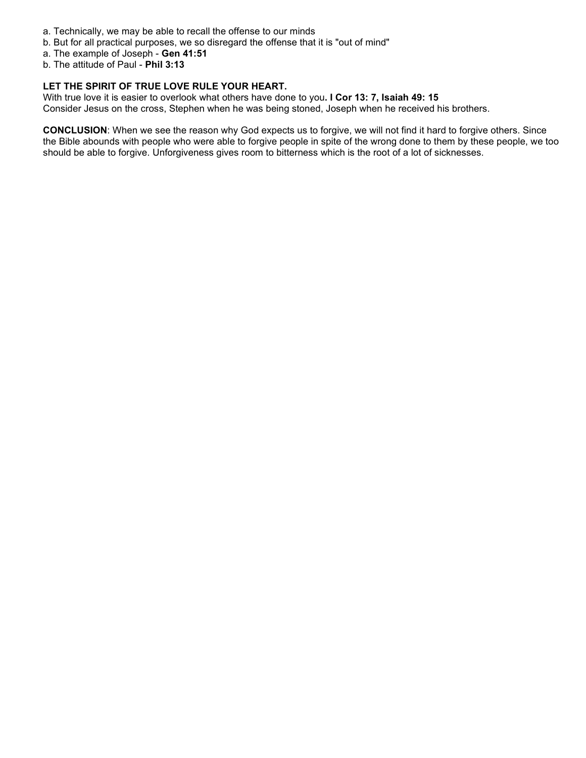a. Technically, we may be able to recall the offense to our minds
b. But for all practical purposes, we so disregard the offense that it is "out of mind"
a. The example of Joseph - **Gen 41:51**
b. The attitude of Paul - **Phil 3:13**

**LET THE SPIRIT OF TRUE LOVE RULE YOUR HEART.**
With true love it is easier to overlook what others have done to you**. I Cor 13: 7, Isaiah 49: 15**
Consider Jesus on the cross, Stephen when he was being stoned, Joseph when he received his brothers.

**CONCLUSION**: When we see the reason why God expects us to forgive, we will not find it hard to forgive others. Since the Bible abounds with people who were able to forgive people in spite of the wrong done to them by these people, we too should be able to forgive. Unforgiveness gives room to bitterness which is the root of a lot of sicknesses.